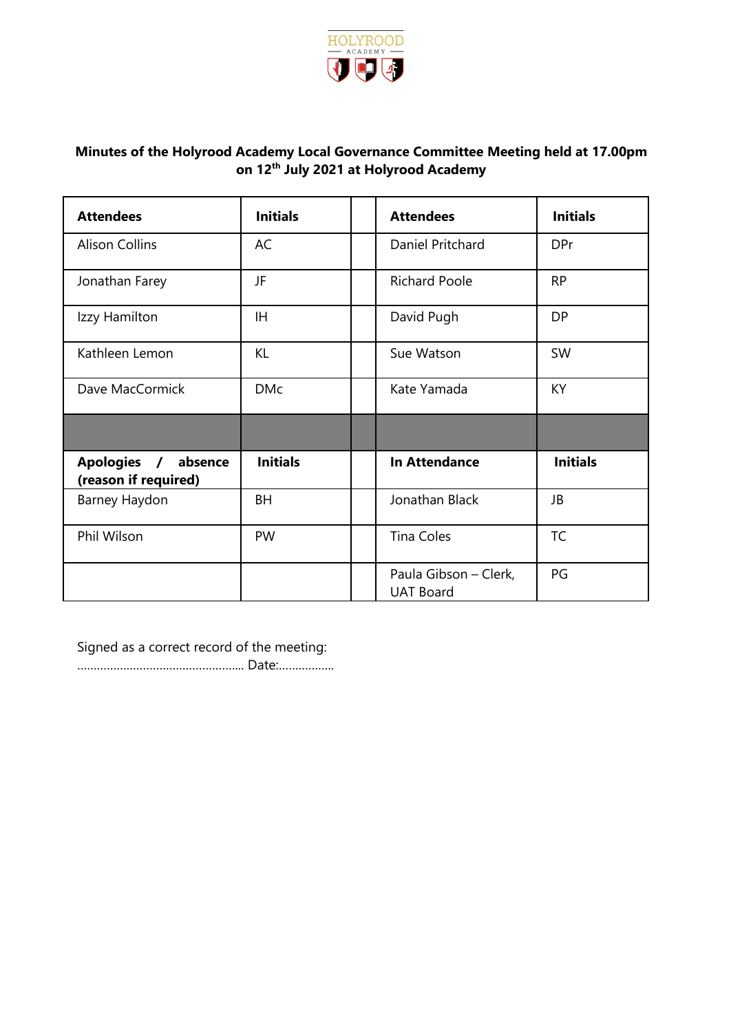HOLYROOD ACADEMY

**Minutes of the Holyrood Academy Local Governance Committee Meeting held at 17.00pm on 12th July 2021 at Holyrood Academy**

| **Attendees** | **Initials** | | **Attendees** | **Initials** |
|---|---|---|---|---|
| Alison Collins | AC | | Daniel Pritchard | DPr |
| Jonathan Farey | JF | | Richard Poole | RP |
| Izzy Hamilton | IH | | David Pugh | DP |
| Kathleen Lemon | KL | | Sue Watson | SW |
| Dave MacCormick | DMc | | Kate Yamada | KY |
| | | | | |
| **Apologies / absence (reason if required)** | **Initials** | | **In Attendance** | **Initials** |
| Barney Haydon | BH | | Jonathan Black | JB |
| Phil Wilson | PW | | Tina Coles | TC |
| | | | Paula Gibson – Clerk, UAT Board | PG |

Signed as a correct record of the meeting:
………………………………………….. Date:……………..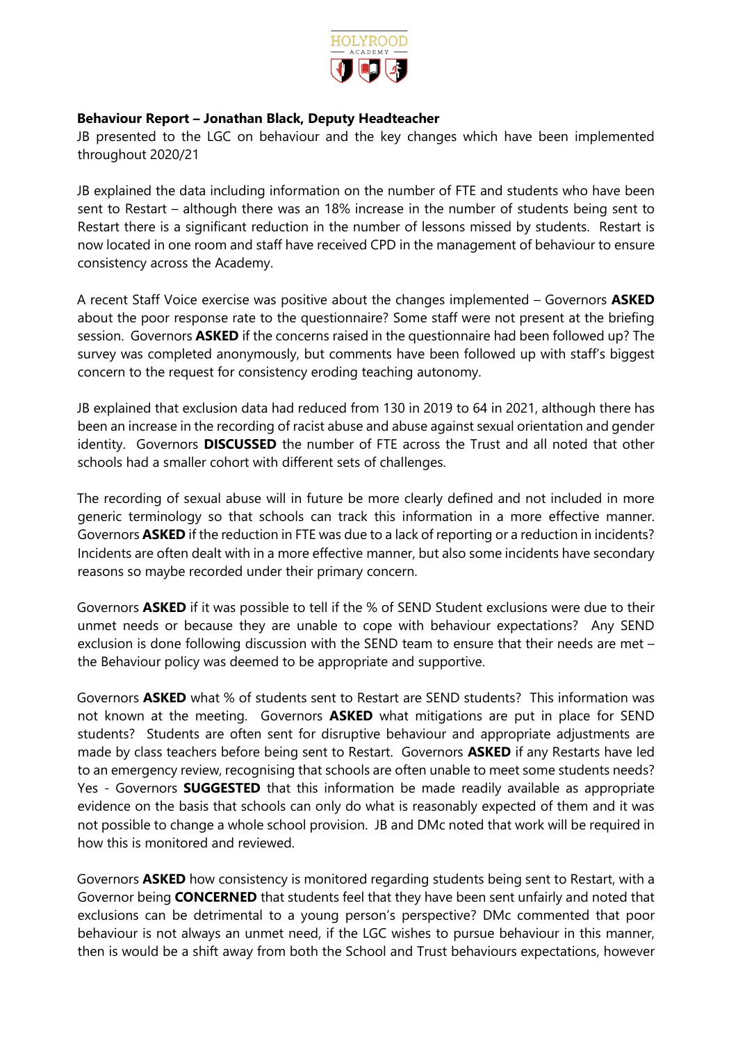**Behaviour Report – Jonathan Black, Deputy Headteacher**

JB presented to the LGC on behaviour and the key changes which have been implemented throughout 2020/21

JB explained the data including information on the number of FTE and students who have been sent to Restart – although there was an 18% increase in the number of students being sent to Restart there is a significant reduction in the number of lessons missed by students. Restart is now located in one room and staff have received CPD in the management of behaviour to ensure consistency across the Academy.

A recent Staff Voice exercise was positive about the changes implemented – Governors **ASKED** about the poor response rate to the questionnaire? Some staff were not present at the briefing session. Governors **ASKED** if the concerns raised in the questionnaire had been followed up? The survey was completed anonymously, but comments have been followed up with staff's biggest concern to the request for consistency eroding teaching autonomy.

JB explained that exclusion data had reduced from 130 in 2019 to 64 in 2021, although there has been an increase in the recording of racist abuse and abuse against sexual orientation and gender identity. Governors **DISCUSSED** the number of FTE across the Trust and all noted that other schools had a smaller cohort with different sets of challenges.

The recording of sexual abuse will in future be more clearly defined and not included in more generic terminology so that schools can track this information in a more effective manner. Governors **ASKED** if the reduction in FTE was due to a lack of reporting or a reduction in incidents? Incidents are often dealt with in a more effective manner, but also some incidents have secondary reasons so maybe recorded under their primary concern.

Governors **ASKED** if it was possible to tell if the % of SEND Student exclusions were due to their unmet needs or because they are unable to cope with behaviour expectations? Any SEND exclusion is done following discussion with the SEND team to ensure that their needs are met – the Behaviour policy was deemed to be appropriate and supportive.

Governors **ASKED** what % of students sent to Restart are SEND students? This information was not known at the meeting. Governors **ASKED** what mitigations are put in place for SEND students? Students are often sent for disruptive behaviour and appropriate adjustments are made by class teachers before being sent to Restart. Governors **ASKED** if any Restarts have led to an emergency review, recognising that schools are often unable to meet some students needs? Yes - Governors **SUGGESTED** that this information be made readily available as appropriate evidence on the basis that schools can only do what is reasonably expected of them and it was not possible to change a whole school provision. JB and DMc noted that work will be required in how this is monitored and reviewed.

Governors **ASKED** how consistency is monitored regarding students being sent to Restart, with a Governor being **CONCERNED** that students feel that they have been sent unfairly and noted that exclusions can be detrimental to a young person's perspective? DMc commented that poor behaviour is not always an unmet need, if the LGC wishes to pursue behaviour in this manner, then is would be a shift away from both the School and Trust behaviours expectations, however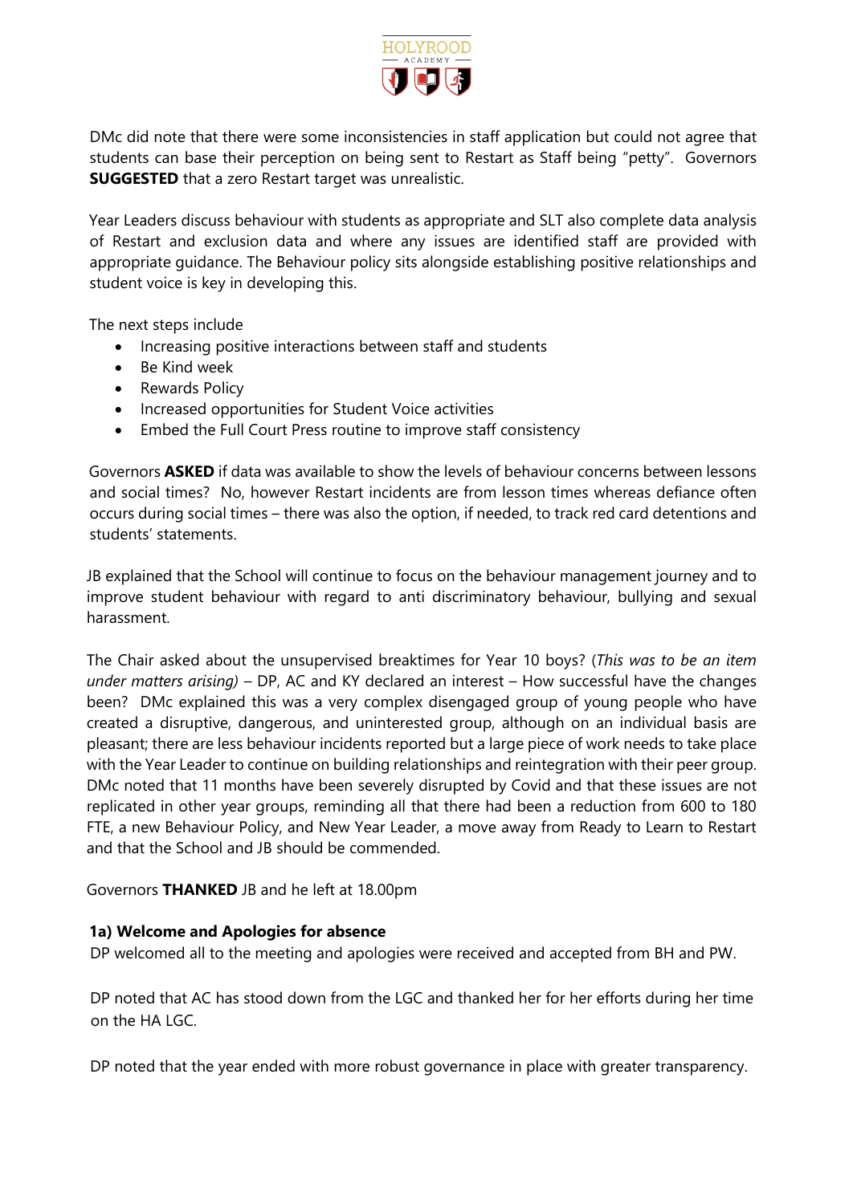DMc did note that there were some inconsistencies in staff application but could not agree that students can base their perception on being sent to Restart as Staff being "petty". Governors **SUGGESTED** that a zero Restart target was unrealistic.

Year Leaders discuss behaviour with students as appropriate and SLT also complete data analysis of Restart and exclusion data and where any issues are identified staff are provided with appropriate guidance. The Behaviour policy sits alongside establishing positive relationships and student voice is key in developing this.

The next steps include

- Increasing positive interactions between staff and students
- Be Kind week
- Rewards Policy
- Increased opportunities for Student Voice activities
- Embed the Full Court Press routine to improve staff consistency

Governors **ASKED** if data was available to show the levels of behaviour concerns between lessons and social times? No, however Restart incidents are from lesson times whereas defiance often occurs during social times – there was also the option, if needed, to track red card detentions and students' statements.

JB explained that the School will continue to focus on the behaviour management journey and to improve student behaviour with regard to anti discriminatory behaviour, bullying and sexual harassment.

The Chair asked about the unsupervised breaktimes for Year 10 boys? (*This was to be an item under matters arising)* – DP, AC and KY declared an interest – How successful have the changes been? DMc explained this was a very complex disengaged group of young people who have created a disruptive, dangerous, and uninterested group, although on an individual basis are pleasant; there are less behaviour incidents reported but a large piece of work needs to take place with the Year Leader to continue on building relationships and reintegration with their peer group. DMc noted that 11 months have been severely disrupted by Covid and that these issues are not replicated in other year groups, reminding all that there had been a reduction from 600 to 180 FTE, a new Behaviour Policy, and New Year Leader, a move away from Ready to Learn to Restart and that the School and JB should be commended.

Governors **THANKED** JB and he left at 18.00pm

**1a) Welcome and Apologies for absence**

DP welcomed all to the meeting and apologies were received and accepted from BH and PW.

DP noted that AC has stood down from the LGC and thanked her for her efforts during her time on the HA LGC.

DP noted that the year ended with more robust governance in place with greater transparency.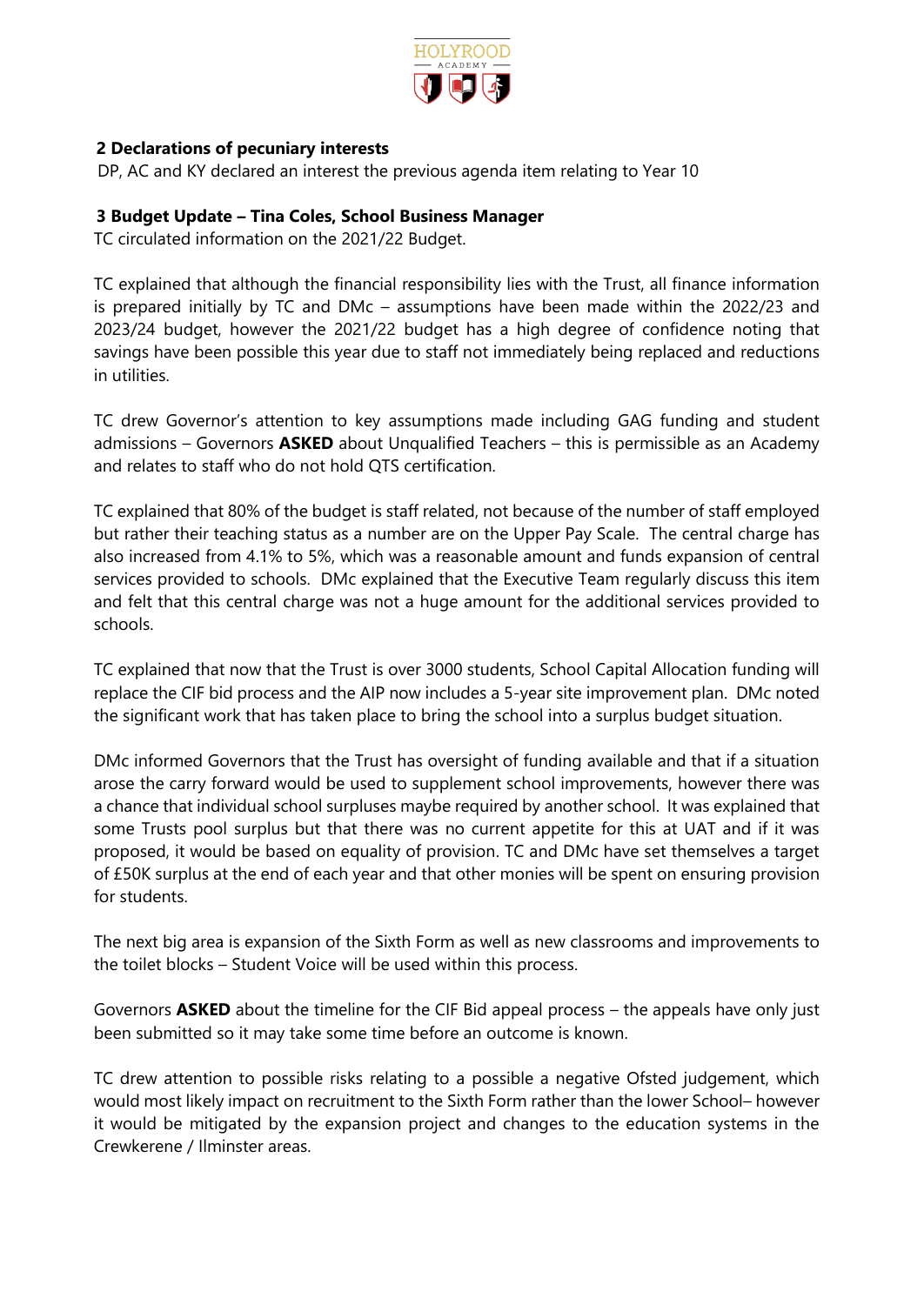## 2 Declarations of pecuniary interests

DP, AC and KY declared an interest the previous agenda item relating to Year 10

## 3 Budget Update – Tina Coles, School Business Manager

TC circulated information on the 2021/22 Budget.

TC explained that although the financial responsibility lies with the Trust, all finance information is prepared initially by TC and DMc – assumptions have been made within the 2022/23 and 2023/24 budget, however the 2021/22 budget has a high degree of confidence noting that savings have been possible this year due to staff not immediately being replaced and reductions in utilities.

TC drew Governor's attention to key assumptions made including GAG funding and student admissions – Governors **ASKED** about Unqualified Teachers – this is permissible as an Academy and relates to staff who do not hold QTS certification.

TC explained that 80% of the budget is staff related, not because of the number of staff employed but rather their teaching status as a number are on the Upper Pay Scale. The central charge has also increased from 4.1% to 5%, which was a reasonable amount and funds expansion of central services provided to schools. DMc explained that the Executive Team regularly discuss this item and felt that this central charge was not a huge amount for the additional services provided to schools.

TC explained that now that the Trust is over 3000 students, School Capital Allocation funding will replace the CIF bid process and the AIP now includes a 5-year site improvement plan. DMc noted the significant work that has taken place to bring the school into a surplus budget situation.

DMc informed Governors that the Trust has oversight of funding available and that if a situation arose the carry forward would be used to supplement school improvements, however there was a chance that individual school surpluses maybe required by another school. It was explained that some Trusts pool surplus but that there was no current appetite for this at UAT and if it was proposed, it would be based on equality of provision. TC and DMc have set themselves a target of £50K surplus at the end of each year and that other monies will be spent on ensuring provision for students.

The next big area is expansion of the Sixth Form as well as new classrooms and improvements to the toilet blocks – Student Voice will be used within this process.

Governors **ASKED** about the timeline for the CIF Bid appeal process – the appeals have only just been submitted so it may take some time before an outcome is known.

TC drew attention to possible risks relating to a possible a negative Ofsted judgement, which would most likely impact on recruitment to the Sixth Form rather than the lower School– however it would be mitigated by the expansion project and changes to the education systems in the Crewkerene / Ilminster areas.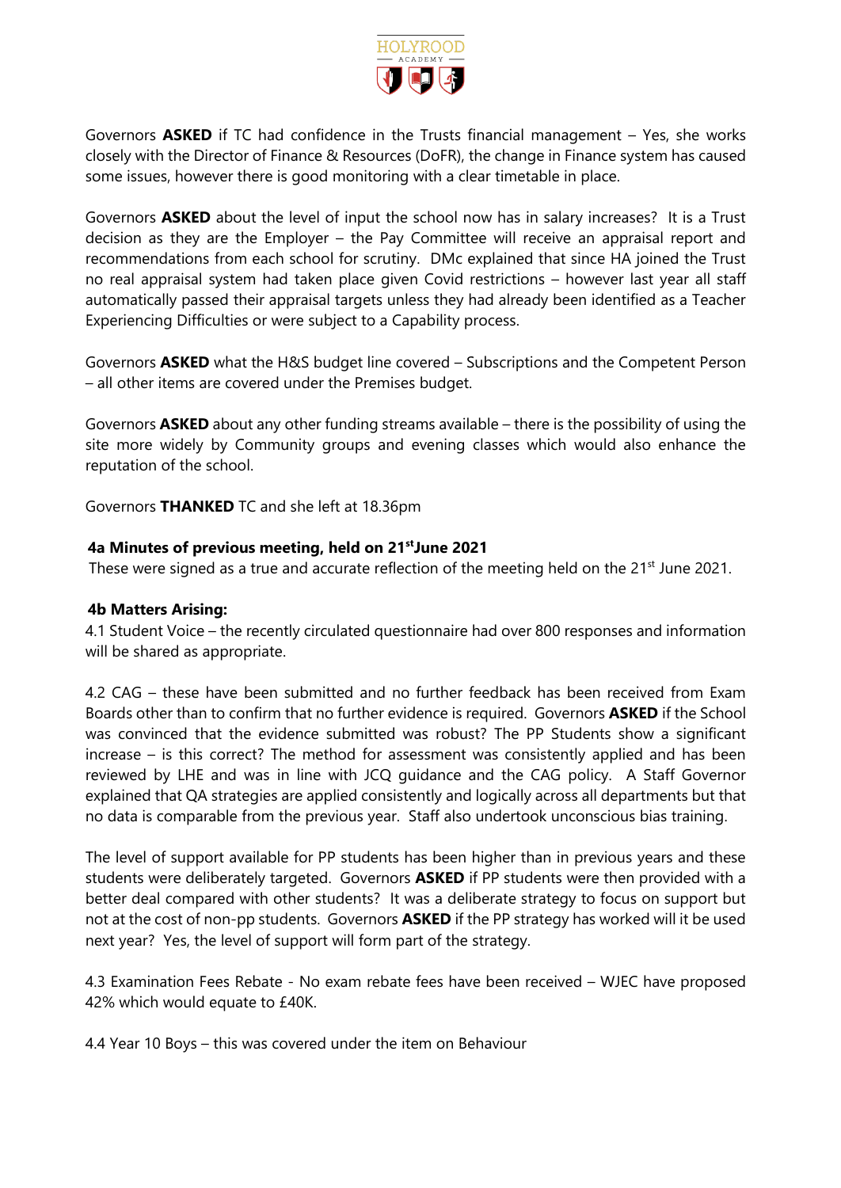Governors **ASKED** if TC had confidence in the Trusts financial management – Yes, she works closely with the Director of Finance & Resources (DoFR), the change in Finance system has caused some issues, however there is good monitoring with a clear timetable in place.

Governors **ASKED** about the level of input the school now has in salary increases? It is a Trust decision as they are the Employer – the Pay Committee will receive an appraisal report and recommendations from each school for scrutiny. DMc explained that since HA joined the Trust no real appraisal system had taken place given Covid restrictions – however last year all staff automatically passed their appraisal targets unless they had already been identified as a Teacher Experiencing Difficulties or were subject to a Capability process.

Governors **ASKED** what the H&S budget line covered – Subscriptions and the Competent Person – all other items are covered under the Premises budget.

Governors **ASKED** about any other funding streams available – there is the possibility of using the site more widely by Community groups and evening classes which would also enhance the reputation of the school.

Governors **THANKED** TC and she left at 18.36pm

**4a Minutes of previous meeting, held on 21st June 2021**

These were signed as a true and accurate reflection of the meeting held on the 21st June 2021.

**4b Matters Arising:**

4.1 Student Voice – the recently circulated questionnaire had over 800 responses and information will be shared as appropriate.

4.2 CAG – these have been submitted and no further feedback has been received from Exam Boards other than to confirm that no further evidence is required. Governors **ASKED** if the School was convinced that the evidence submitted was robust? The PP Students show a significant increase – is this correct? The method for assessment was consistently applied and has been reviewed by LHE and was in line with JCQ guidance and the CAG policy. A Staff Governor explained that QA strategies are applied consistently and logically across all departments but that no data is comparable from the previous year. Staff also undertook unconscious bias training.

The level of support available for PP students has been higher than in previous years and these students were deliberately targeted. Governors **ASKED** if PP students were then provided with a better deal compared with other students? It was a deliberate strategy to focus on support but not at the cost of non-pp students. Governors **ASKED** if the PP strategy has worked will it be used next year? Yes, the level of support will form part of the strategy.

4.3 Examination Fees Rebate - No exam rebate fees have been received – WJEC have proposed 42% which would equate to £40K.

4.4 Year 10 Boys – this was covered under the item on Behaviour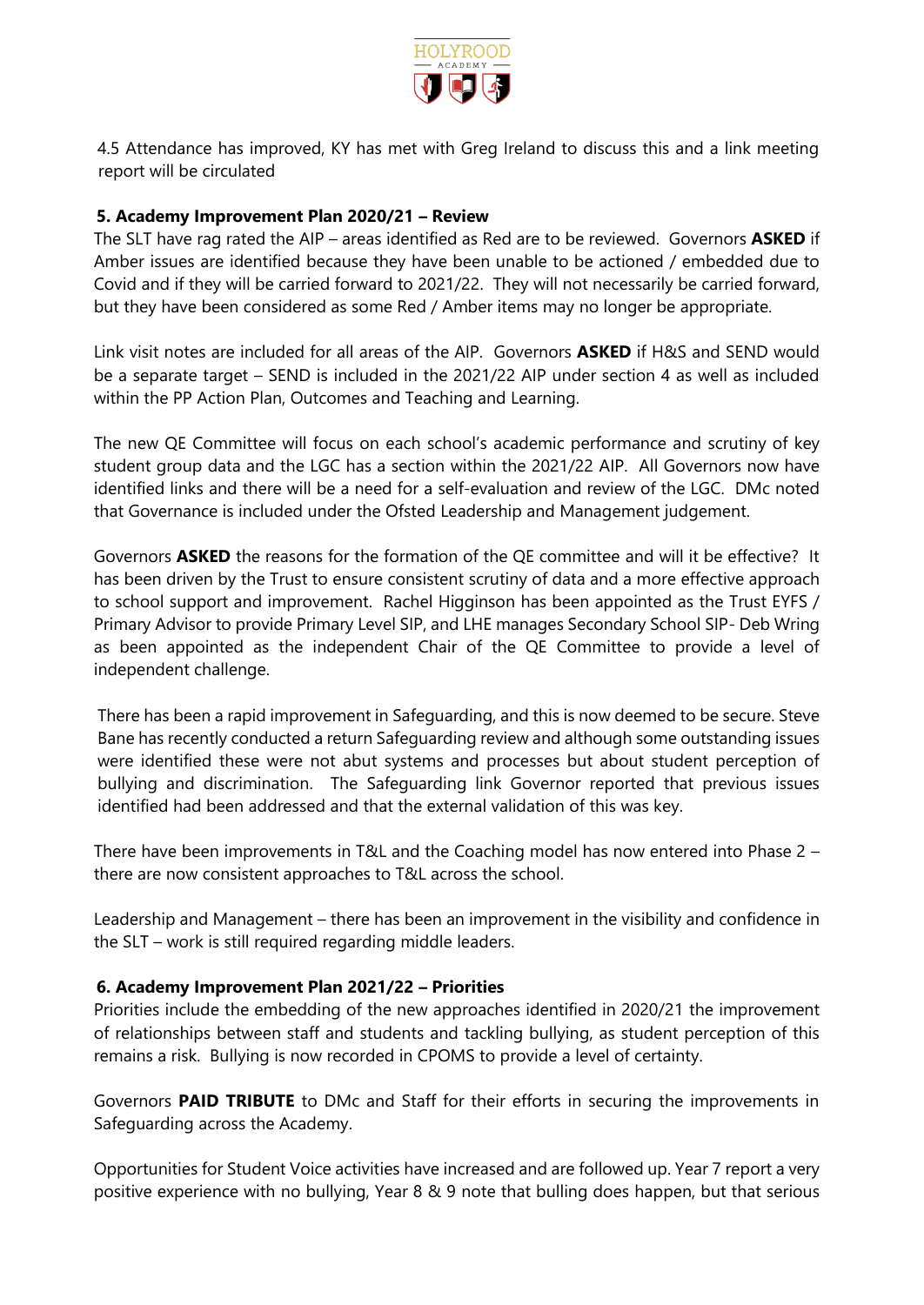4.5 Attendance has improved, KY has met with Greg Ireland to discuss this and a link meeting report will be circulated

**5. Academy Improvement Plan 2020/21 – Review**

The SLT have rag rated the AIP – areas identified as Red are to be reviewed. Governors **ASKED** if Amber issues are identified because they have been unable to be actioned / embedded due to Covid and if they will be carried forward to 2021/22. They will not necessarily be carried forward, but they have been considered as some Red / Amber items may no longer be appropriate.

Link visit notes are included for all areas of the AIP. Governors **ASKED** if H&S and SEND would be a separate target – SEND is included in the 2021/22 AIP under section 4 as well as included within the PP Action Plan, Outcomes and Teaching and Learning.

The new QE Committee will focus on each school's academic performance and scrutiny of key student group data and the LGC has a section within the 2021/22 AIP. All Governors now have identified links and there will be a need for a self-evaluation and review of the LGC. DMc noted that Governance is included under the Ofsted Leadership and Management judgement.

Governors **ASKED** the reasons for the formation of the QE committee and will it be effective? It has been driven by the Trust to ensure consistent scrutiny of data and a more effective approach to school support and improvement. Rachel Higginson has been appointed as the Trust EYFS / Primary Advisor to provide Primary Level SIP, and LHE manages Secondary School SIP- Deb Wring as been appointed as the independent Chair of the QE Committee to provide a level of independent challenge.

There has been a rapid improvement in Safeguarding, and this is now deemed to be secure. Steve Bane has recently conducted a return Safeguarding review and although some outstanding issues were identified these were not abut systems and processes but about student perception of bullying and discrimination. The Safeguarding link Governor reported that previous issues identified had been addressed and that the external validation of this was key.

There have been improvements in T&L and the Coaching model has now entered into Phase 2 – there are now consistent approaches to T&L across the school.

Leadership and Management – there has been an improvement in the visibility and confidence in the SLT – work is still required regarding middle leaders.

**6. Academy Improvement Plan 2021/22 – Priorities**

Priorities include the embedding of the new approaches identified in 2020/21 the improvement of relationships between staff and students and tackling bullying, as student perception of this remains a risk. Bullying is now recorded in CPOMS to provide a level of certainty.

Governors **PAID TRIBUTE** to DMc and Staff for their efforts in securing the improvements in Safeguarding across the Academy.

Opportunities for Student Voice activities have increased and are followed up. Year 7 report a very positive experience with no bullying, Year 8 & 9 note that bulling does happen, but that serious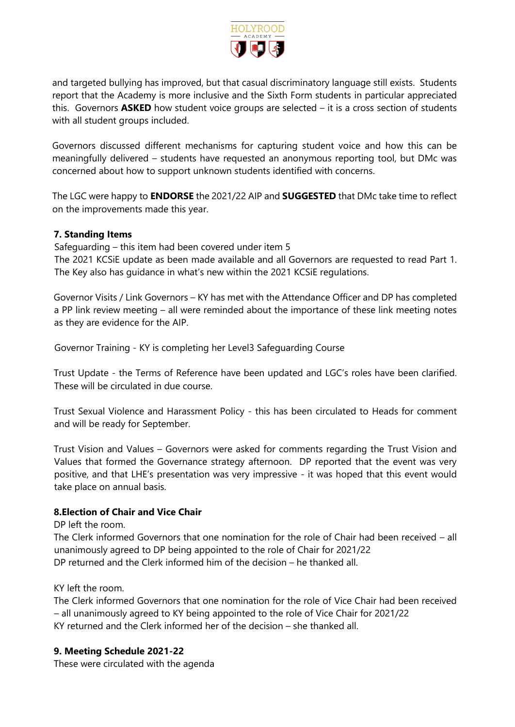and targeted bullying has improved, but that casual discriminatory language still exists. Students report that the Academy is more inclusive and the Sixth Form students in particular appreciated this. Governors **ASKED** how student voice groups are selected – it is a cross section of students with all student groups included.

Governors discussed different mechanisms for capturing student voice and how this can be meaningfully delivered – students have requested an anonymous reporting tool, but DMc was concerned about how to support unknown students identified with concerns.

The LGC were happy to **ENDORSE** the 2021/22 AIP and **SUGGESTED** that DMc take time to reflect on the improvements made this year.

**7. Standing Items**

Safeguarding – this item had been covered under item 5
The 2021 KCSiE update as been made available and all Governors are requested to read Part 1. The Key also has guidance in what's new within the 2021 KCSiE regulations.

Governor Visits / Link Governors – KY has met with the Attendance Officer and DP has completed a PP link review meeting – all were reminded about the importance of these link meeting notes as they are evidence for the AIP.

Governor Training - KY is completing her Level3 Safeguarding Course

Trust Update - the Terms of Reference have been updated and LGC's roles have been clarified. These will be circulated in due course.

Trust Sexual Violence and Harassment Policy - this has been circulated to Heads for comment and will be ready for September.

Trust Vision and Values – Governors were asked for comments regarding the Trust Vision and Values that formed the Governance strategy afternoon. DP reported that the event was very positive, and that LHE's presentation was very impressive - it was hoped that this event would take place on annual basis.

**8.Election of Chair and Vice Chair**

DP left the room.
The Clerk informed Governors that one nomination for the role of Chair had been received – all unanimously agreed to DP being appointed to the role of Chair for 2021/22
DP returned and the Clerk informed him of the decision – he thanked all.

KY left the room.
The Clerk informed Governors that one nomination for the role of Vice Chair had been received – all unanimously agreed to KY being appointed to the role of Vice Chair for 2021/22
KY returned and the Clerk informed her of the decision – she thanked all.

**9. Meeting Schedule 2021-22**

These were circulated with the agenda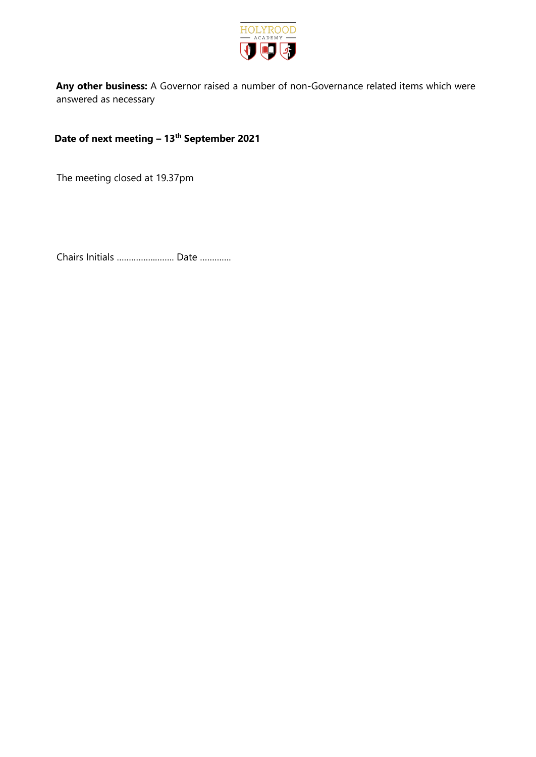**Any other business:** A Governor raised a number of non-Governance related items which were answered as necessary

**Date of next meeting – 13th September 2021**

The meeting closed at 19.37pm

Chairs Initials …………………… Date ………….